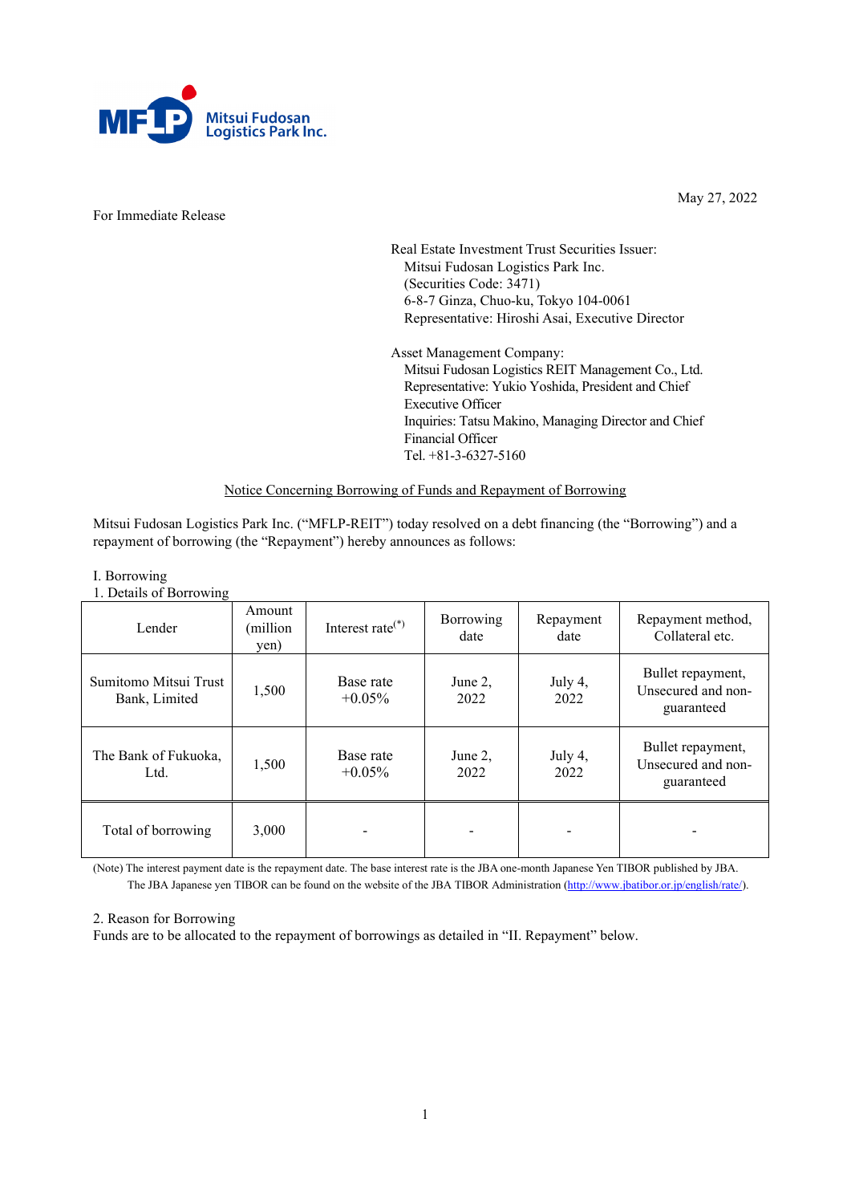Mitsui Fudosan Logistics Park Inc.

May 27, 2022

For Immediate Release

Real Estate Investment Trust Securities Issuer:
Mitsui Fudosan Logistics Park Inc.
(Securities Code: 3471)
6-8-7 Ginza, Chuo-ku, Tokyo 104-0061
Representative: Hiroshi Asai, Executive Director

Asset Management Company:
Mitsui Fudosan Logistics REIT Management Co., Ltd.
Representative: Yukio Yoshida, President and Chief Executive Officer
Inquiries: Tatsu Makino, Managing Director and Chief Financial Officer
Tel. +81-3-6327-5160

## Notice Concerning Borrowing of Funds and Repayment of Borrowing

Mitsui Fudosan Logistics Park Inc. ("MFLP-REIT") today resolved on a debt financing (the "Borrowing") and a repayment of borrowing (the "Repayment") hereby announces as follows:

### I. Borrowing

#### 1. Details of Borrowing

| Lender | Amount (million yen) | Interest rate(*) | Borrowing date | Repayment date | Repayment method, Collateral etc. |
|---|---|---|---|---|---|
| Sumitomo Mitsui Trust Bank, Limited | 1,500 | Base rate +0.05% | June 2, 2022 | July 4, 2022 | Bullet repayment, Unsecured and non-guaranteed |
| The Bank of Fukuoka, Ltd. | 1,500 | Base rate +0.05% | June 2, 2022 | July 4, 2022 | Bullet repayment, Unsecured and non-guaranteed |
| Total of borrowing | 3,000 | - | - | - | - |

(Note) The interest payment date is the repayment date. The base interest rate is the JBA one-month Japanese Yen TIBOR published by JBA. The JBA Japanese yen TIBOR can be found on the website of the JBA TIBOR Administration (http://www.jbatibor.or.jp/english/rate/).

#### 2. Reason for Borrowing

Funds are to be allocated to the repayment of borrowings as detailed in "II. Repayment" below.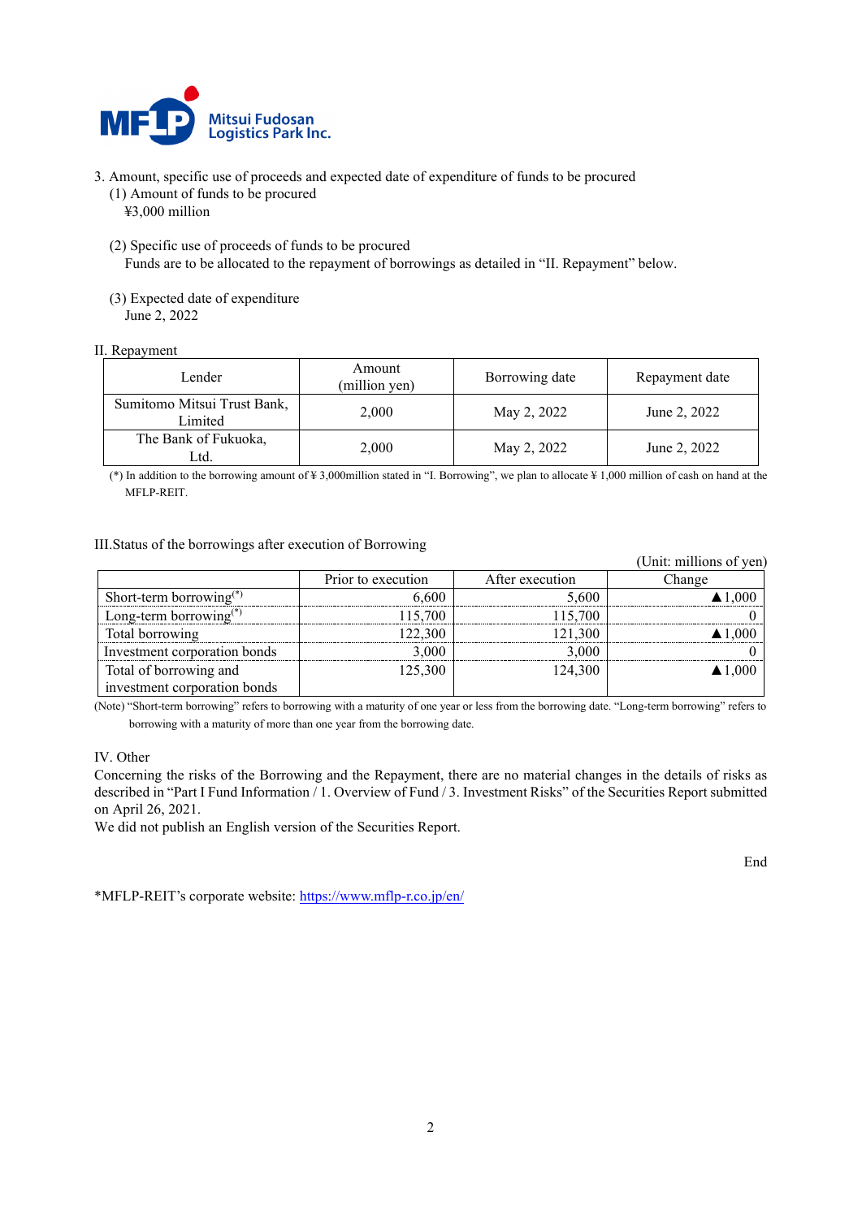3. Amount, specific use of proceeds and expected date of expenditure of funds to be procured

(1) Amount of funds to be procured

¥3,000 million

(2) Specific use of proceeds of funds to be procured

Funds are to be allocated to the repayment of borrowings as detailed in "II. Repayment" below.

(3) Expected date of expenditure

June 2, 2022

II. Repayment

| Lender | Amount (million yen) | Borrowing date | Repayment date |
|---|---|---|---|
| Sumitomo Mitsui Trust Bank, Limited | 2,000 | May 2, 2022 | June 2, 2022 |
| The Bank of Fukuoka, Ltd. | 2,000 | May 2, 2022 | June 2, 2022 |

(*) In addition to the borrowing amount of ¥ 3,000million stated in "I. Borrowing", we plan to allocate ¥ 1,000 million of cash on hand at the MFLP-REIT.

III.Status of the borrowings after execution of Borrowing

(Unit: millions of yen)

| | Prior to execution | After execution | Change |
|---|---|---|---|
| Short-term borrowing(*) | 6,600 | 5,600 | ▲1,000 |
| Long-term borrowing(*) | 115,700 | 115,700 | 0 |
| Total borrowing | 122,300 | 121,300 | ▲1,000 |
| Investment corporation bonds | 3,000 | 3,000 | 0 |
| Total of borrowing and investment corporation bonds | 125,300 | 124,300 | ▲1,000 |

(Note) "Short-term borrowing" refers to borrowing with a maturity of one year or less from the borrowing date. "Long-term borrowing" refers to borrowing with a maturity of more than one year from the borrowing date.

IV. Other

Concerning the risks of the Borrowing and the Repayment, there are no material changes in the details of risks as described in "Part I Fund Information / 1. Overview of Fund / 3. Investment Risks" of the Securities Report submitted on April 26, 2021.

We did not publish an English version of the Securities Report.

End

*MFLP-REIT's corporate website: https://www.mflp-r.co.jp/en/